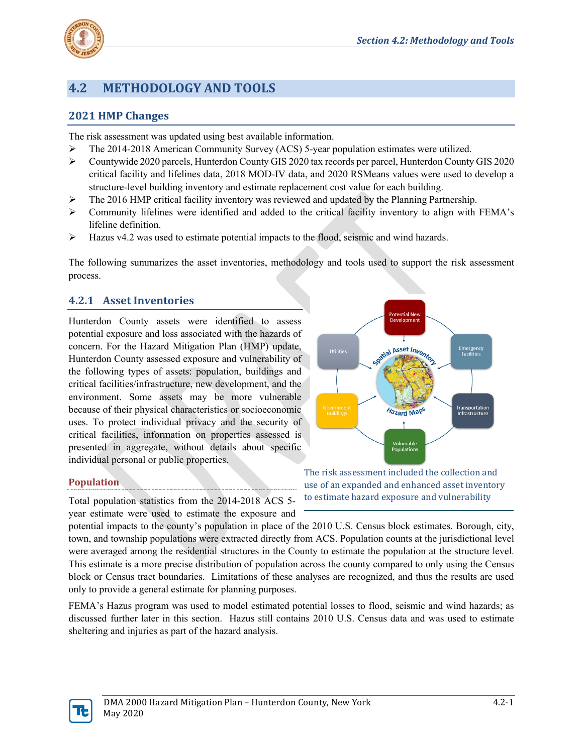# 4.2 METHODOLOGY AND TOOLS

## 2021 HMP Changes

The risk assessment was updated using best available information.

- The 2014-2018 American Community Survey (ACS) 5-year population estimates were utilized.
- Countywide 2020 parcels, Hunterdon County GIS 2020 tax records per parcel, Hunterdon County GIS 2020 critical facility and lifelines data, 2018 MOD-IV data, and 2020 RSMeans values were used to develop a structure-level building inventory and estimate replacement cost value for each building.
- The 2016 HMP critical facility inventory was reviewed and updated by the Planning Partnership.
- Community lifelines were identified and added to the critical facility inventory to align with FEMA's lifeline definition.
- Hazus v4.2 was used to estimate potential impacts to the flood, seismic and wind hazards.

The following summarizes the asset inventories, methodology and tools used to support the risk assessment process.

## 4.2.1 Asset Inventories

Hunterdon County assets were identified to assess potential exposure and loss associated with the hazards of concern. For the Hazard Mitigation Plan (HMP) update, Hunterdon County assessed exposure and vulnerability of the following types of assets: population, buildings and critical facilities/infrastructure, new development, and the environment. Some assets may be more vulnerable because of their physical characteristics or socioeconomic uses. To protect individual privacy and the security of critical facilities, information on properties assessed is presented in aggregate, without details about specific individual personal or public properties.

The risk assessment included the collection and use of an expanded and enhanced asset inventory to estimate hazard exposure and vulnerability

### Population

Total population statistics from the 2014-2018 ACS 5-year estimate were used to estimate the exposure and potential impacts to the county's population in place of the 2010 U.S. Census block estimates. Borough, city, town, and township populations were extracted directly from ACS. Population counts at the jurisdictional level were averaged among the residential structures in the County to estimate the population at the structure level. This estimate is a more precise distribution of population across the county compared to only using the Census block or Census tract boundaries. Limitations of these analyses are recognized, and thus the results are used only to provide a general estimate for planning purposes.

FEMA's Hazus program was used to model estimated potential losses to flood, seismic and wind hazards; as discussed further later in this section. Hazus still contains 2010 U.S. Census data and was used to estimate sheltering and injuries as part of the hazard analysis.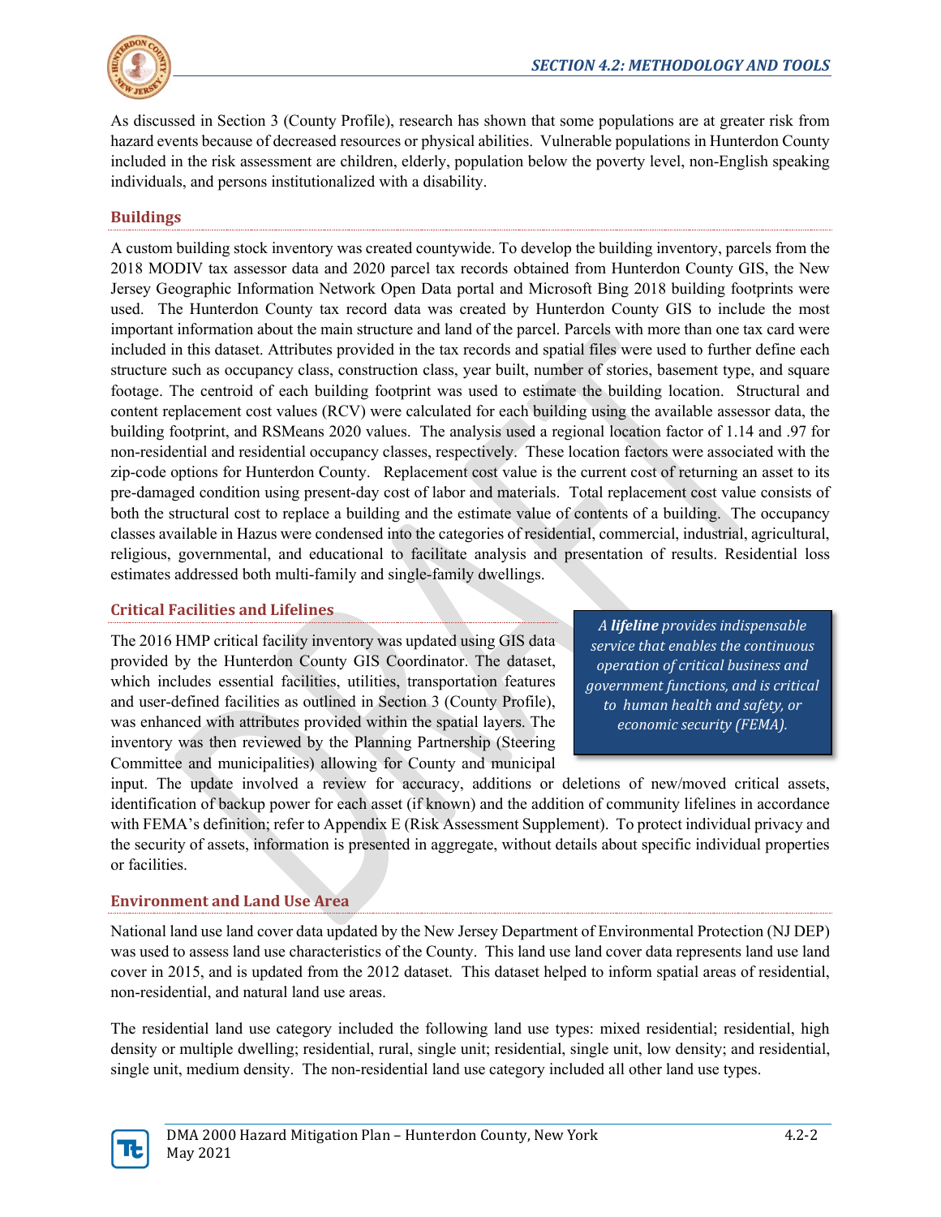As discussed in Section 3 (County Profile), research has shown that some populations are at greater risk from hazard events because of decreased resources or physical abilities. Vulnerable populations in Hunterdon County included in the risk assessment are children, elderly, population below the poverty level, non-English speaking individuals, and persons institutionalized with a disability.

### Buildings

A custom building stock inventory was created countywide. To develop the building inventory, parcels from the 2018 MODIV tax assessor data and 2020 parcel tax records obtained from Hunterdon County GIS, the New Jersey Geographic Information Network Open Data portal and Microsoft Bing 2018 building footprints were used. The Hunterdon County tax record data was created by Hunterdon County GIS to include the most important information about the main structure and land of the parcel. Parcels with more than one tax card were included in this dataset. Attributes provided in the tax records and spatial files were used to further define each structure such as occupancy class, construction class, year built, number of stories, basement type, and square footage. The centroid of each building footprint was used to estimate the building location. Structural and content replacement cost values (RCV) were calculated for each building using the available assessor data, the building footprint, and RSMeans 2020 values. The analysis used a regional location factor of 1.14 and .97 for non-residential and residential occupancy classes, respectively. These location factors were associated with the zip-code options for Hunterdon County. Replacement cost value is the current cost of returning an asset to its pre-damaged condition using present-day cost of labor and materials. Total replacement cost value consists of both the structural cost to replace a building and the estimate value of contents of a building. The occupancy classes available in Hazus were condensed into the categories of residential, commercial, industrial, agricultural, religious, governmental, and educational to facilitate analysis and presentation of results. Residential loss estimates addressed both multi-family and single-family dwellings.

### Critical Facilities and Lifelines

> *A **lifeline** provides indispensable service that enables the continuous operation of critical business and government functions, and is critical to human health and safety, or economic security (FEMA).*

The 2016 HMP critical facility inventory was updated using GIS data provided by the Hunterdon County GIS Coordinator. The dataset, which includes essential facilities, utilities, transportation features and user-defined facilities as outlined in Section 3 (County Profile), was enhanced with attributes provided within the spatial layers. The inventory was then reviewed by the Planning Partnership (Steering Committee and municipalities) allowing for County and municipal input. The update involved a review for accuracy, additions or deletions of new/moved critical assets, identification of backup power for each asset (if known) and the addition of community lifelines in accordance with FEMA's definition; refer to Appendix E (Risk Assessment Supplement). To protect individual privacy and the security of assets, information is presented in aggregate, without details about specific individual properties or facilities.

### Environment and Land Use Area

National land use land cover data updated by the New Jersey Department of Environmental Protection (NJ DEP) was used to assess land use characteristics of the County. This land use land cover data represents land use land cover in 2015, and is updated from the 2012 dataset. This dataset helped to inform spatial areas of residential, non-residential, and natural land use areas.

The residential land use category included the following land use types: mixed residential; residential, high density or multiple dwelling; residential, rural, single unit; residential, single unit, low density; and residential, single unit, medium density. The non-residential land use category included all other land use types.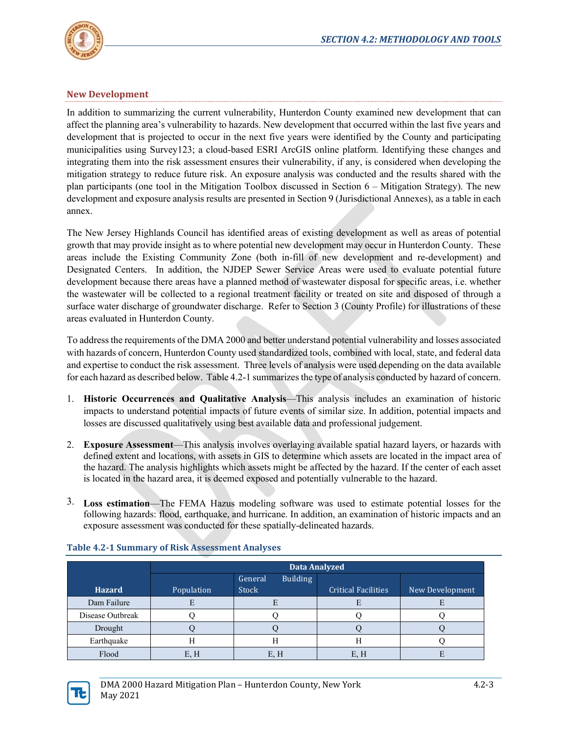### New Development

In addition to summarizing the current vulnerability, Hunterdon County examined new development that can affect the planning area's vulnerability to hazards. New development that occurred within the last five years and development that is projected to occur in the next five years were identified by the County and participating municipalities using Survey123; a cloud-based ESRI ArcGIS online platform. Identifying these changes and integrating them into the risk assessment ensures their vulnerability, if any, is considered when developing the mitigation strategy to reduce future risk. An exposure analysis was conducted and the results shared with the plan participants (one tool in the Mitigation Toolbox discussed in Section 6 – Mitigation Strategy). The new development and exposure analysis results are presented in Section 9 (Jurisdictional Annexes), as a table in each annex.

The New Jersey Highlands Council has identified areas of existing development as well as areas of potential growth that may provide insight as to where potential new development may occur in Hunterdon County. These areas include the Existing Community Zone (both in-fill of new development and re-development) and Designated Centers. In addition, the NJDEP Sewer Service Areas were used to evaluate potential future development because there areas have a planned method of wastewater disposal for specific areas, i.e. whether the wastewater will be collected to a regional treatment facility or treated on site and disposed of through a surface water discharge of groundwater discharge. Refer to Section 3 (County Profile) for illustrations of these areas evaluated in Hunterdon County.

To address the requirements of the DMA 2000 and better understand potential vulnerability and losses associated with hazards of concern, Hunterdon County used standardized tools, combined with local, state, and federal data and expertise to conduct the risk assessment. Three levels of analysis were used depending on the data available for each hazard as described below. Table 4.2-1 summarizes the type of analysis conducted by hazard of concern.

1. **Historic Occurrences and Qualitative Analysis**—This analysis includes an examination of historic impacts to understand potential impacts of future events of similar size. In addition, potential impacts and losses are discussed qualitatively using best available data and professional judgement.

2. **Exposure Assessment**—This analysis involves overlaying available spatial hazard layers, or hazards with defined extent and locations, with assets in GIS to determine which assets are located in the impact area of the hazard. The analysis highlights which assets might be affected by the hazard. If the center of each asset is located in the hazard area, it is deemed exposed and potentially vulnerable to the hazard.

3. **Loss estimation**—The FEMA Hazus modeling software was used to estimate potential losses for the following hazards: flood, earthquake, and hurricane. In addition, an examination of historic impacts and an exposure assessment was conducted for these spatially-delineated hazards.

**Table 4.2-1 Summary of Risk Assessment Analyses**

| Hazard | Data Analyzed | | | |
|---|---|---|---|---|
| | Population | General Building Stock | Critical Facilities | New Development |
| Dam Failure | E | E | E | E |
| Disease Outbreak | Q | Q | Q | Q |
| Drought | Q | Q | Q | Q |
| Earthquake | H | H | H | Q |
| Flood | E, H | E, H | E, H | E |

DMA 2000 Hazard Mitigation Plan – Hunterdon County, New York
May 2021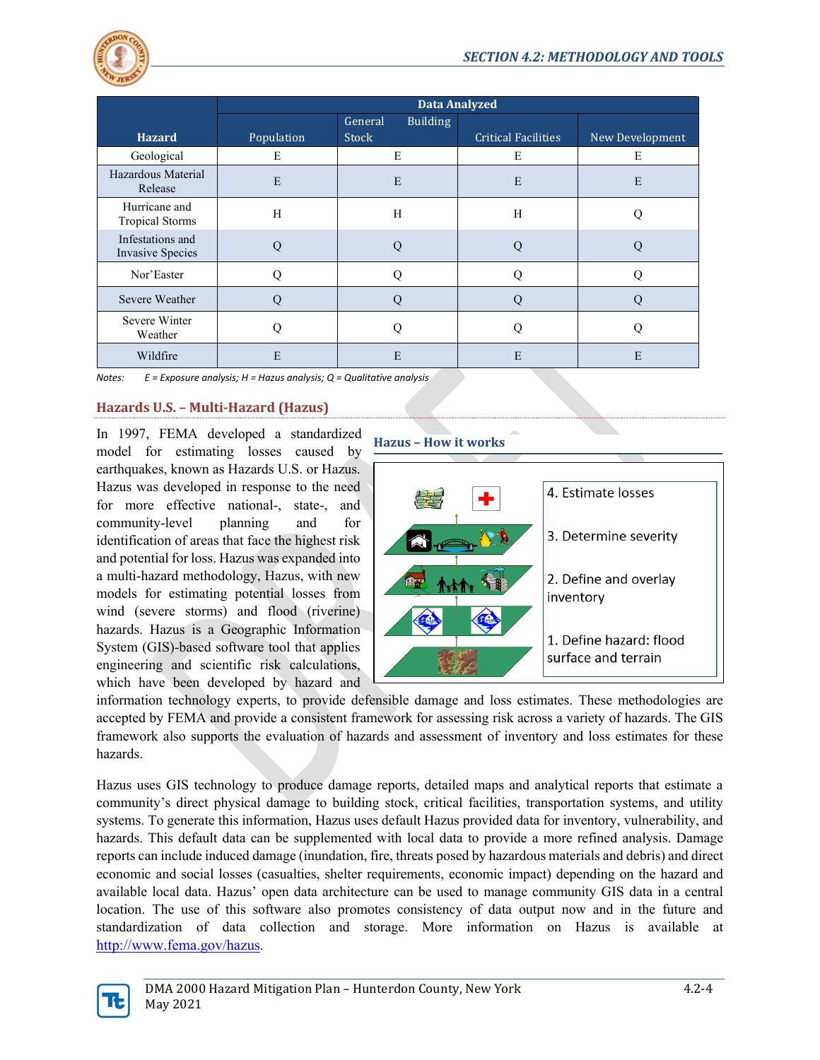| Hazard | Data Analyzed | | | |
|---|---|---|---|---|
| | Population | General Building Stock | Critical Facilities | New Development |
| Geological | E | E | E | E |
| Hazardous Material Release | E | E | E | E |
| Hurricane and Tropical Storms | H | H | H | Q |
| Infestations and Invasive Species | Q | Q | Q | Q |
| Nor'Easter | Q | Q | Q | Q |
| Severe Weather | Q | Q | Q | Q |
| Severe Winter Weather | Q | Q | Q | Q |
| Wildfire | E | E | E | E |

*Notes: E = Exposure analysis; H = Hazus analysis; Q = Qualitative analysis*

## Hazards U.S. – Multi-Hazard (Hazus)

In 1997, FEMA developed a standardized model for estimating losses caused by earthquakes, known as Hazards U.S. or Hazus. Hazus was developed in response to the need for more effective national-, state-, and community-level planning and for identification of areas that face the highest risk and potential for loss. Hazus was expanded into a multi-hazard methodology, Hazus, with new models for estimating potential losses from wind (severe storms) and flood (riverine) hazards. Hazus is a Geographic Information System (GIS)-based software tool that applies engineering and scientific risk calculations, which have been developed by hazard and information technology experts, to provide defensible damage and loss estimates. These methodologies are accepted by FEMA and provide a consistent framework for assessing risk across a variety of hazards. The GIS framework also supports the evaluation of hazards and assessment of inventory and loss estimates for these hazards.

**Hazus – How it works**

4. Estimate losses
3. Determine severity
2. Define and overlay inventory
1. Define hazard: flood surface and terrain

Hazus uses GIS technology to produce damage reports, detailed maps and analytical reports that estimate a community's direct physical damage to building stock, critical facilities, transportation systems, and utility systems. To generate this information, Hazus uses default Hazus provided data for inventory, vulnerability, and hazards. This default data can be supplemented with local data to provide a more refined analysis. Damage reports can include induced damage (inundation, fire, threats posed by hazardous materials and debris) and direct economic and social losses (casualties, shelter requirements, economic impact) depending on the hazard and available local data. Hazus' open data architecture can be used to manage community GIS data in a central location. The use of this software also promotes consistency of data output now and in the future and standardization of data collection and storage. More information on Hazus is available at http://www.fema.gov/hazus.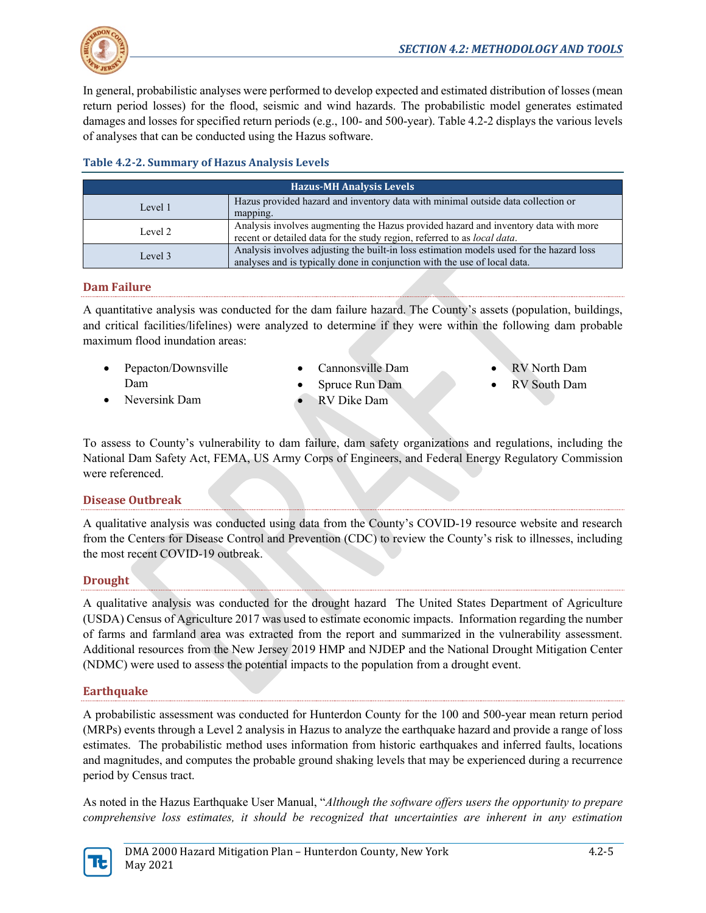In general, probabilistic analyses were performed to develop expected and estimated distribution of losses (mean return period losses) for the flood, seismic and wind hazards. The probabilistic model generates estimated damages and losses for specified return periods (e.g., 100- and 500-year). Table 4.2-2 displays the various levels of analyses that can be conducted using the Hazus software.

**Table 4.2-2. Summary of Hazus Analysis Levels**

| Hazus-MH Analysis Levels | |
|---|---|
| Level 1 | Hazus provided hazard and inventory data with minimal outside data collection or mapping. |
| Level 2 | Analysis involves augmenting the Hazus provided hazard and inventory data with more recent or detailed data for the study region, referred to as *local data*. |
| Level 3 | Analysis involves adjusting the built-in loss estimation models used for the hazard loss analyses and is typically done in conjunction with the use of local data. |

### Dam Failure

A quantitative analysis was conducted for the dam failure hazard. The County's assets (population, buildings, and critical facilities/lifelines) were analyzed to determine if they were within the following dam probable maximum flood inundation areas:

- Pepacton/Downsville Dam
- Neversink Dam
- Cannonsville Dam
- Spruce Run Dam
- RV Dike Dam
- RV North Dam
- RV South Dam

To assess to County's vulnerability to dam failure, dam safety organizations and regulations, including the National Dam Safety Act, FEMA, US Army Corps of Engineers, and Federal Energy Regulatory Commission were referenced.

### Disease Outbreak

A qualitative analysis was conducted using data from the County's COVID-19 resource website and research from the Centers for Disease Control and Prevention (CDC) to review the County's risk to illnesses, including the most recent COVID-19 outbreak.

### Drought

A qualitative analysis was conducted for the drought hazard The United States Department of Agriculture (USDA) Census of Agriculture 2017 was used to estimate economic impacts. Information regarding the number of farms and farmland area was extracted from the report and summarized in the vulnerability assessment. Additional resources from the New Jersey 2019 HMP and NJDEP and the National Drought Mitigation Center (NDMC) were used to assess the potential impacts to the population from a drought event.

### Earthquake

A probabilistic assessment was conducted for Hunterdon County for the 100 and 500-year mean return period (MRPs) events through a Level 2 analysis in Hazus to analyze the earthquake hazard and provide a range of loss estimates. The probabilistic method uses information from historic earthquakes and inferred faults, locations and magnitudes, and computes the probable ground shaking levels that may be experienced during a recurrence period by Census tract.

As noted in the Hazus Earthquake User Manual, "*Although the software offers users the opportunity to prepare comprehensive loss estimates, it should be recognized that uncertainties are inherent in any estimation*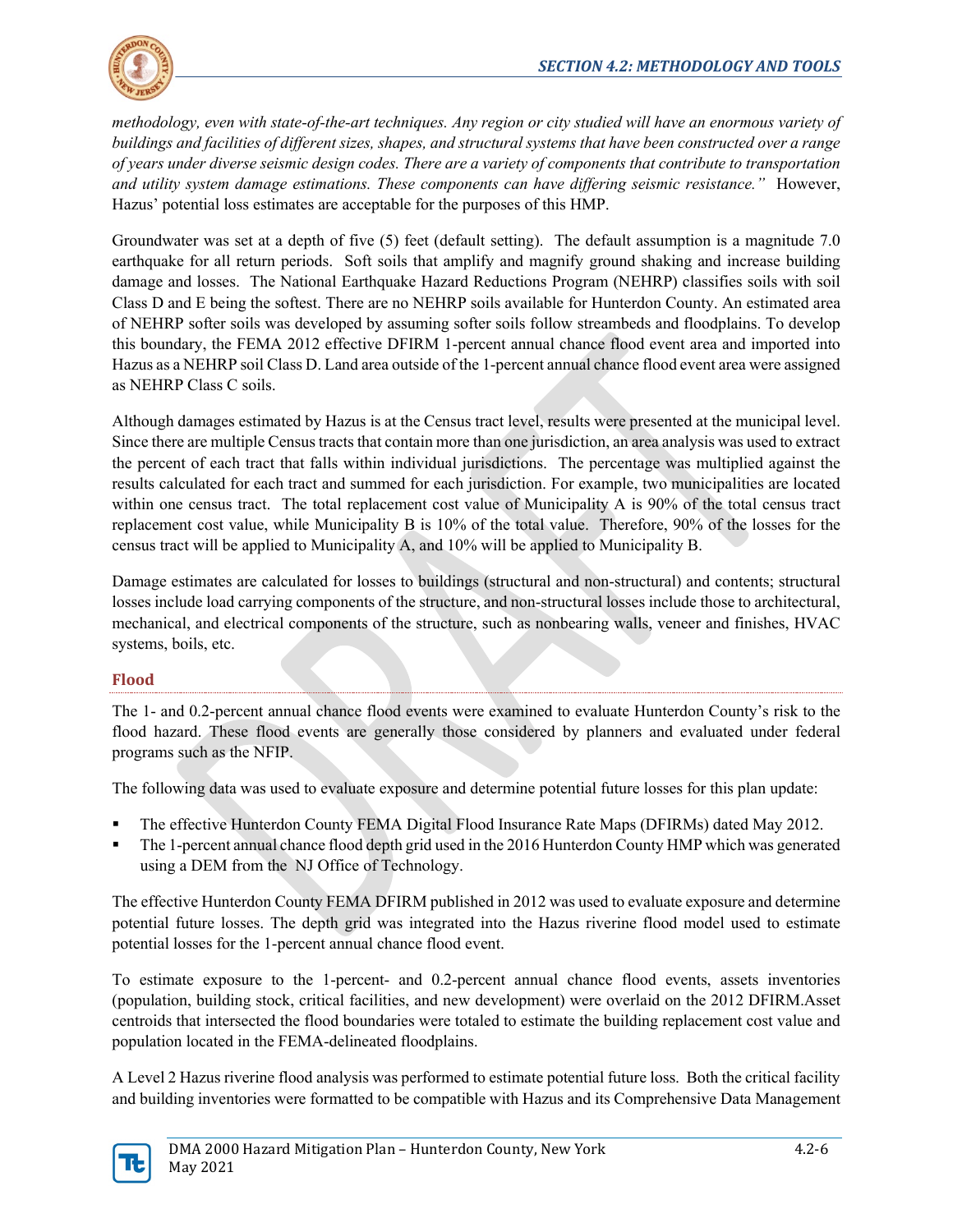*methodology, even with state-of-the-art techniques. Any region or city studied will have an enormous variety of buildings and facilities of different sizes, shapes, and structural systems that have been constructed over a range of years under diverse seismic design codes. There are a variety of components that contribute to transportation and utility system damage estimations. These components can have differing seismic resistance."* However, Hazus' potential loss estimates are acceptable for the purposes of this HMP.

Groundwater was set at a depth of five (5) feet (default setting). The default assumption is a magnitude 7.0 earthquake for all return periods. Soft soils that amplify and magnify ground shaking and increase building damage and losses. The National Earthquake Hazard Reductions Program (NEHRP) classifies soils with soil Class D and E being the softest. There are no NEHRP soils available for Hunterdon County. An estimated area of NEHRP softer soils was developed by assuming softer soils follow streambeds and floodplains. To develop this boundary, the FEMA 2012 effective DFIRM 1-percent annual chance flood event area and imported into Hazus as a NEHRP soil Class D. Land area outside of the 1-percent annual chance flood event area were assigned as NEHRP Class C soils.

Although damages estimated by Hazus is at the Census tract level, results were presented at the municipal level. Since there are multiple Census tracts that contain more than one jurisdiction, an area analysis was used to extract the percent of each tract that falls within individual jurisdictions. The percentage was multiplied against the results calculated for each tract and summed for each jurisdiction. For example, two municipalities are located within one census tract. The total replacement cost value of Municipality A is 90% of the total census tract replacement cost value, while Municipality B is 10% of the total value. Therefore, 90% of the losses for the census tract will be applied to Municipality A, and 10% will be applied to Municipality B.

Damage estimates are calculated for losses to buildings (structural and non-structural) and contents; structural losses include load carrying components of the structure, and non-structural losses include those to architectural, mechanical, and electrical components of the structure, such as nonbearing walls, veneer and finishes, HVAC systems, boils, etc.

### Flood

The 1- and 0.2-percent annual chance flood events were examined to evaluate Hunterdon County's risk to the flood hazard. These flood events are generally those considered by planners and evaluated under federal programs such as the NFIP.

The following data was used to evaluate exposure and determine potential future losses for this plan update:

- The effective Hunterdon County FEMA Digital Flood Insurance Rate Maps (DFIRMs) dated May 2012.
- The 1-percent annual chance flood depth grid used in the 2016 Hunterdon County HMP which was generated using a DEM from the NJ Office of Technology.

The effective Hunterdon County FEMA DFIRM published in 2012 was used to evaluate exposure and determine potential future losses. The depth grid was integrated into the Hazus riverine flood model used to estimate potential losses for the 1-percent annual chance flood event.

To estimate exposure to the 1-percent- and 0.2-percent annual chance flood events, assets inventories (population, building stock, critical facilities, and new development) were overlaid on the 2012 DFIRM.Asset centroids that intersected the flood boundaries were totaled to estimate the building replacement cost value and population located in the FEMA-delineated floodplains.

A Level 2 Hazus riverine flood analysis was performed to estimate potential future loss. Both the critical facility and building inventories were formatted to be compatible with Hazus and its Comprehensive Data Management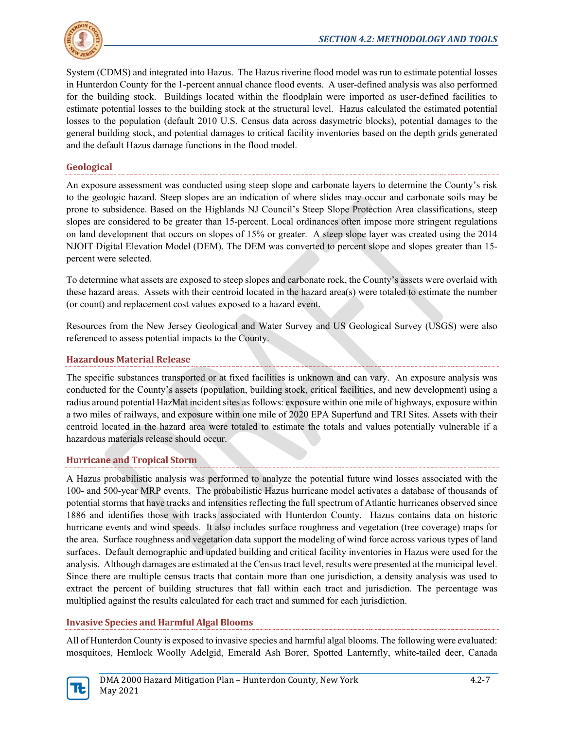System (CDMS) and integrated into Hazus. The Hazus riverine flood model was run to estimate potential losses in Hunterdon County for the 1-percent annual chance flood events. A user-defined analysis was also performed for the building stock. Buildings located within the floodplain were imported as user-defined facilities to estimate potential losses to the building stock at the structural level. Hazus calculated the estimated potential losses to the population (default 2010 U.S. Census data across dasymetric blocks), potential damages to the general building stock, and potential damages to critical facility inventories based on the depth grids generated and the default Hazus damage functions in the flood model.

## Geological

An exposure assessment was conducted using steep slope and carbonate layers to determine the County's risk to the geologic hazard. Steep slopes are an indication of where slides may occur and carbonate soils may be prone to subsidence. Based on the Highlands NJ Council's Steep Slope Protection Area classifications, steep slopes are considered to be greater than 15-percent. Local ordinances often impose more stringent regulations on land development that occurs on slopes of 15% or greater. A steep slope layer was created using the 2014 NJOIT Digital Elevation Model (DEM). The DEM was converted to percent slope and slopes greater than 15-percent were selected.

To determine what assets are exposed to steep slopes and carbonate rock, the County's assets were overlaid with these hazard areas. Assets with their centroid located in the hazard area(s) were totaled to estimate the number (or count) and replacement cost values exposed to a hazard event.

Resources from the New Jersey Geological and Water Survey and US Geological Survey (USGS) were also referenced to assess potential impacts to the County.

## Hazardous Material Release

The specific substances transported or at fixed facilities is unknown and can vary. An exposure analysis was conducted for the County's assets (population, building stock, critical facilities, and new development) using a radius around potential HazMat incident sites as follows: exposure within one mile of highways, exposure within a two miles of railways, and exposure within one mile of 2020 EPA Superfund and TRI Sites. Assets with their centroid located in the hazard area were totaled to estimate the totals and values potentially vulnerable if a hazardous materials release should occur.

## Hurricane and Tropical Storm

A Hazus probabilistic analysis was performed to analyze the potential future wind losses associated with the 100- and 500-year MRP events. The probabilistic Hazus hurricane model activates a database of thousands of potential storms that have tracks and intensities reflecting the full spectrum of Atlantic hurricanes observed since 1886 and identifies those with tracks associated with Hunterdon County. Hazus contains data on historic hurricane events and wind speeds. It also includes surface roughness and vegetation (tree coverage) maps for the area. Surface roughness and vegetation data support the modeling of wind force across various types of land surfaces. Default demographic and updated building and critical facility inventories in Hazus were used for the analysis. Although damages are estimated at the Census tract level, results were presented at the municipal level. Since there are multiple census tracts that contain more than one jurisdiction, a density analysis was used to extract the percent of building structures that fall within each tract and jurisdiction. The percentage was multiplied against the results calculated for each tract and summed for each jurisdiction.

## Invasive Species and Harmful Algal Blooms

All of Hunterdon County is exposed to invasive species and harmful algal blooms. The following were evaluated: mosquitoes, Hemlock Woolly Adelgid, Emerald Ash Borer, Spotted Lanternfly, white-tailed deer, Canada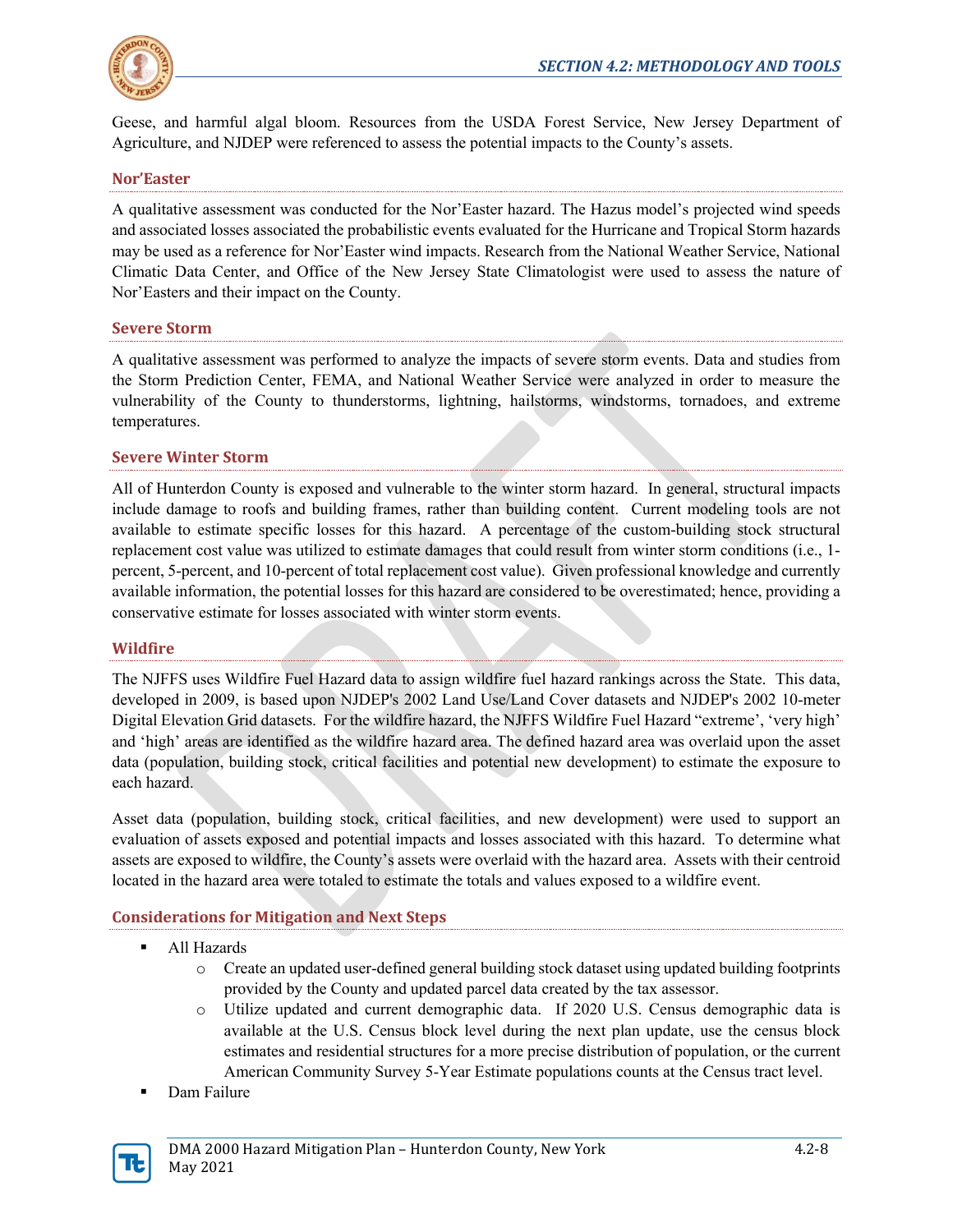Geese, and harmful algal bloom. Resources from the USDA Forest Service, New Jersey Department of Agriculture, and NJDEP were referenced to assess the potential impacts to the County's assets.

### Nor'Easter

A qualitative assessment was conducted for the Nor'Easter hazard. The Hazus model's projected wind speeds and associated losses associated the probabilistic events evaluated for the Hurricane and Tropical Storm hazards may be used as a reference for Nor'Easter wind impacts. Research from the National Weather Service, National Climatic Data Center, and Office of the New Jersey State Climatologist were used to assess the nature of Nor'Easters and their impact on the County.

### Severe Storm

A qualitative assessment was performed to analyze the impacts of severe storm events. Data and studies from the Storm Prediction Center, FEMA, and National Weather Service were analyzed in order to measure the vulnerability of the County to thunderstorms, lightning, hailstorms, windstorms, tornadoes, and extreme temperatures.

### Severe Winter Storm

All of Hunterdon County is exposed and vulnerable to the winter storm hazard. In general, structural impacts include damage to roofs and building frames, rather than building content. Current modeling tools are not available to estimate specific losses for this hazard. A percentage of the custom-building stock structural replacement cost value was utilized to estimate damages that could result from winter storm conditions (i.e., 1-percent, 5-percent, and 10-percent of total replacement cost value). Given professional knowledge and currently available information, the potential losses for this hazard are considered to be overestimated; hence, providing a conservative estimate for losses associated with winter storm events.

### Wildfire

The NJFFS uses Wildfire Fuel Hazard data to assign wildfire fuel hazard rankings across the State. This data, developed in 2009, is based upon NJDEP's 2002 Land Use/Land Cover datasets and NJDEP's 2002 10-meter Digital Elevation Grid datasets. For the wildfire hazard, the NJFFS Wildfire Fuel Hazard "extreme', 'very high' and 'high' areas are identified as the wildfire hazard area. The defined hazard area was overlaid upon the asset data (population, building stock, critical facilities and potential new development) to estimate the exposure to each hazard.

Asset data (population, building stock, critical facilities, and new development) were used to support an evaluation of assets exposed and potential impacts and losses associated with this hazard. To determine what assets are exposed to wildfire, the County's assets were overlaid with the hazard area. Assets with their centroid located in the hazard area were totaled to estimate the totals and values exposed to a wildfire event.

### Considerations for Mitigation and Next Steps

- All Hazards
  - Create an updated user-defined general building stock dataset using updated building footprints provided by the County and updated parcel data created by the tax assessor.
  - Utilize updated and current demographic data. If 2020 U.S. Census demographic data is available at the U.S. Census block level during the next plan update, use the census block estimates and residential structures for a more precise distribution of population, or the current American Community Survey 5-Year Estimate populations counts at the Census tract level.
- Dam Failure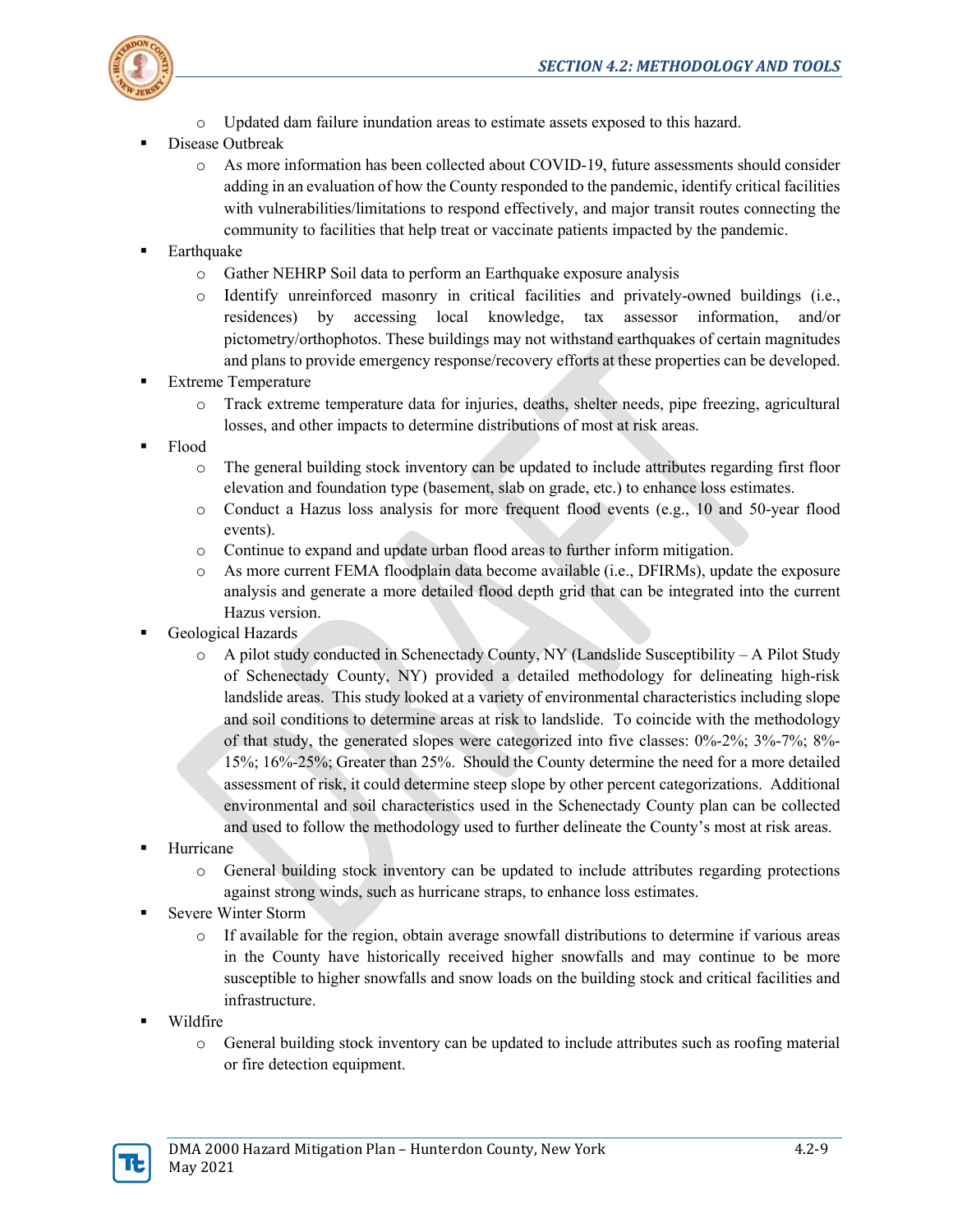- Updated dam failure inundation areas to estimate assets exposed to this hazard.

- Disease Outbreak
  - As more information has been collected about COVID-19, future assessments should consider adding in an evaluation of how the County responded to the pandemic, identify critical facilities with vulnerabilities/limitations to respond effectively, and major transit routes connecting the community to facilities that help treat or vaccinate patients impacted by the pandemic.
- Earthquake
  - Gather NEHRP Soil data to perform an Earthquake exposure analysis
  - Identify unreinforced masonry in critical facilities and privately-owned buildings (i.e., residences) by accessing local knowledge, tax assessor information, and/or pictometry/orthophotos. These buildings may not withstand earthquakes of certain magnitudes and plans to provide emergency response/recovery efforts at these properties can be developed.
- Extreme Temperature
  - Track extreme temperature data for injuries, deaths, shelter needs, pipe freezing, agricultural losses, and other impacts to determine distributions of most at risk areas.
- Flood
  - The general building stock inventory can be updated to include attributes regarding first floor elevation and foundation type (basement, slab on grade, etc.) to enhance loss estimates.
  - Conduct a Hazus loss analysis for more frequent flood events (e.g., 10 and 50-year flood events).
  - Continue to expand and update urban flood areas to further inform mitigation.
  - As more current FEMA floodplain data become available (i.e., DFIRMs), update the exposure analysis and generate a more detailed flood depth grid that can be integrated into the current Hazus version.
- Geological Hazards
  - A pilot study conducted in Schenectady County, NY (Landslide Susceptibility – A Pilot Study of Schenectady County, NY) provided a detailed methodology for delineating high-risk landslide areas. This study looked at a variety of environmental characteristics including slope and soil conditions to determine areas at risk to landslide. To coincide with the methodology of that study, the generated slopes were categorized into five classes: 0%-2%; 3%-7%; 8%-15%; 16%-25%; Greater than 25%. Should the County determine the need for a more detailed assessment of risk, it could determine steep slope by other percent categorizations. Additional environmental and soil characteristics used in the Schenectady County plan can be collected and used to follow the methodology used to further delineate the County's most at risk areas.
- Hurricane
  - General building stock inventory can be updated to include attributes regarding protections against strong winds, such as hurricane straps, to enhance loss estimates.
- Severe Winter Storm
  - If available for the region, obtain average snowfall distributions to determine if various areas in the County have historically received higher snowfalls and may continue to be more susceptible to higher snowfalls and snow loads on the building stock and critical facilities and infrastructure.
- Wildfire
  - General building stock inventory can be updated to include attributes such as roofing material or fire detection equipment.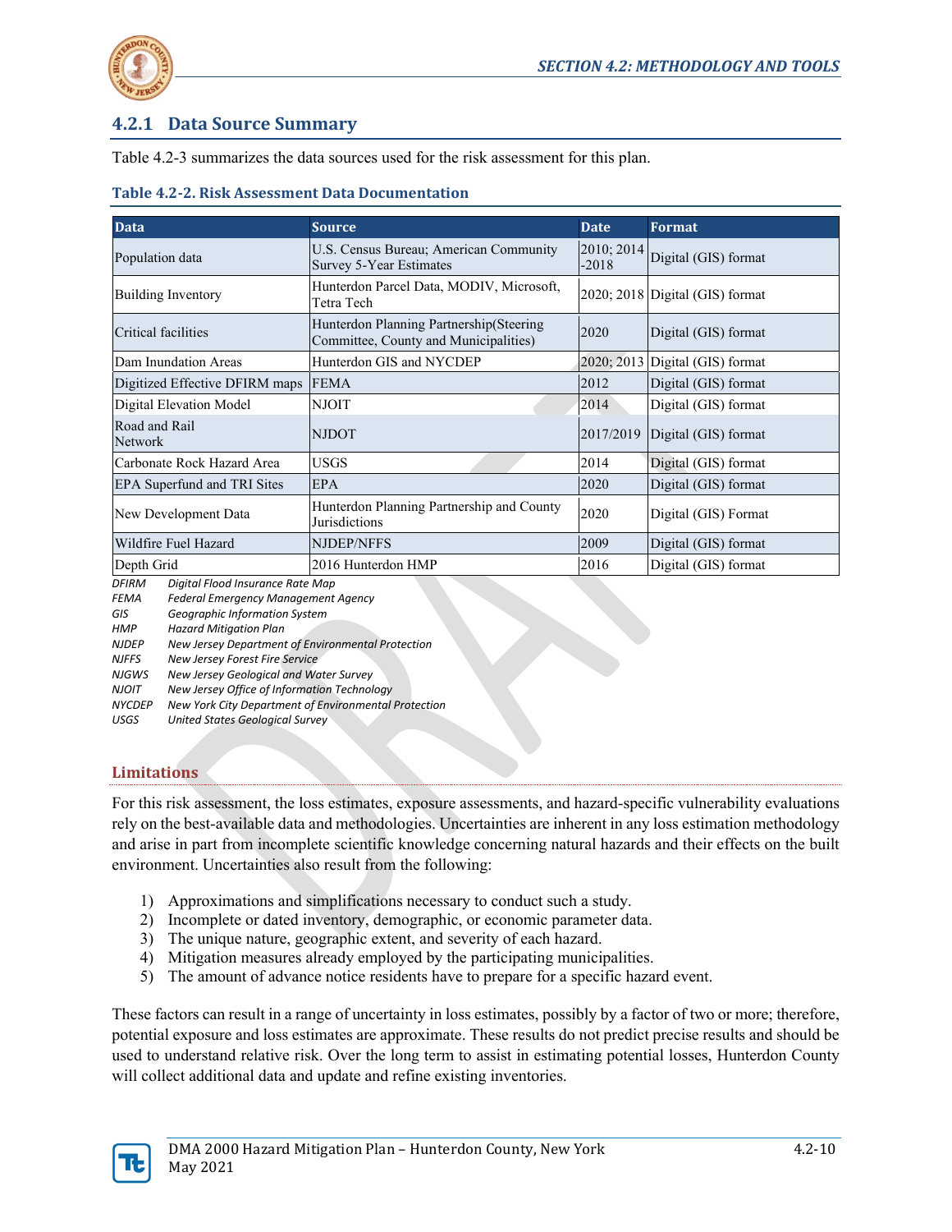## 4.2.1 Data Source Summary

Table 4.2-3 summarizes the data sources used for the risk assessment for this plan.

**Table 4.2-2. Risk Assessment Data Documentation**

| Data | Source | Date | Format |
|---|---|---|---|
| Population data | U.S. Census Bureau; American Community Survey 5-Year Estimates | 2010; 2014 -2018 | Digital (GIS) format |
| Building Inventory | Hunterdon Parcel Data, MODIV, Microsoft, Tetra Tech | 2020; 2018 | Digital (GIS) format |
| Critical facilities | Hunterdon Planning Partnership(Steering Committee, County and Municipalities) | 2020 | Digital (GIS) format |
| Dam Inundation Areas | Hunterdon GIS and NYCDEP | 2020; 2013 | Digital (GIS) format |
| Digitized Effective DFIRM maps | FEMA | 2012 | Digital (GIS) format |
| Digital Elevation Model | NJOIT | 2014 | Digital (GIS) format |
| Road and Rail Network | NJDOT | 2017/2019 | Digital (GIS) format |
| Carbonate Rock Hazard Area | USGS | 2014 | Digital (GIS) format |
| EPA Superfund and TRI Sites | EPA | 2020 | Digital (GIS) format |
| New Development Data | Hunterdon Planning Partnership and County Jurisdictions | 2020 | Digital (GIS) Format |
| Wildfire Fuel Hazard | NJDEP/NFFS | 2009 | Digital (GIS) format |
| Depth Grid | 2016 Hunterdon HMP | 2016 | Digital (GIS) format |

*DFIRM Digital Flood Insurance Rate Map*
*FEMA Federal Emergency Management Agency*
*GIS Geographic Information System*
*HMP Hazard Mitigation Plan*
*NJDEP New Jersey Department of Environmental Protection*
*NJFFS New Jersey Forest Fire Service*
*NJGWS New Jersey Geological and Water Survey*
*NJOIT New Jersey Office of Information Technology*
*NYCDEP New York City Department of Environmental Protection*
*USGS United States Geological Survey*

### Limitations

For this risk assessment, the loss estimates, exposure assessments, and hazard-specific vulnerability evaluations rely on the best-available data and methodologies. Uncertainties are inherent in any loss estimation methodology and arise in part from incomplete scientific knowledge concerning natural hazards and their effects on the built environment. Uncertainties also result from the following:

1) Approximations and simplifications necessary to conduct such a study.
2) Incomplete or dated inventory, demographic, or economic parameter data.
3) The unique nature, geographic extent, and severity of each hazard.
4) Mitigation measures already employed by the participating municipalities.
5) The amount of advance notice residents have to prepare for a specific hazard event.

These factors can result in a range of uncertainty in loss estimates, possibly by a factor of two or more; therefore, potential exposure and loss estimates are approximate. These results do not predict precise results and should be used to understand relative risk. Over the long term to assist in estimating potential losses, Hunterdon County will collect additional data and update and refine existing inventories.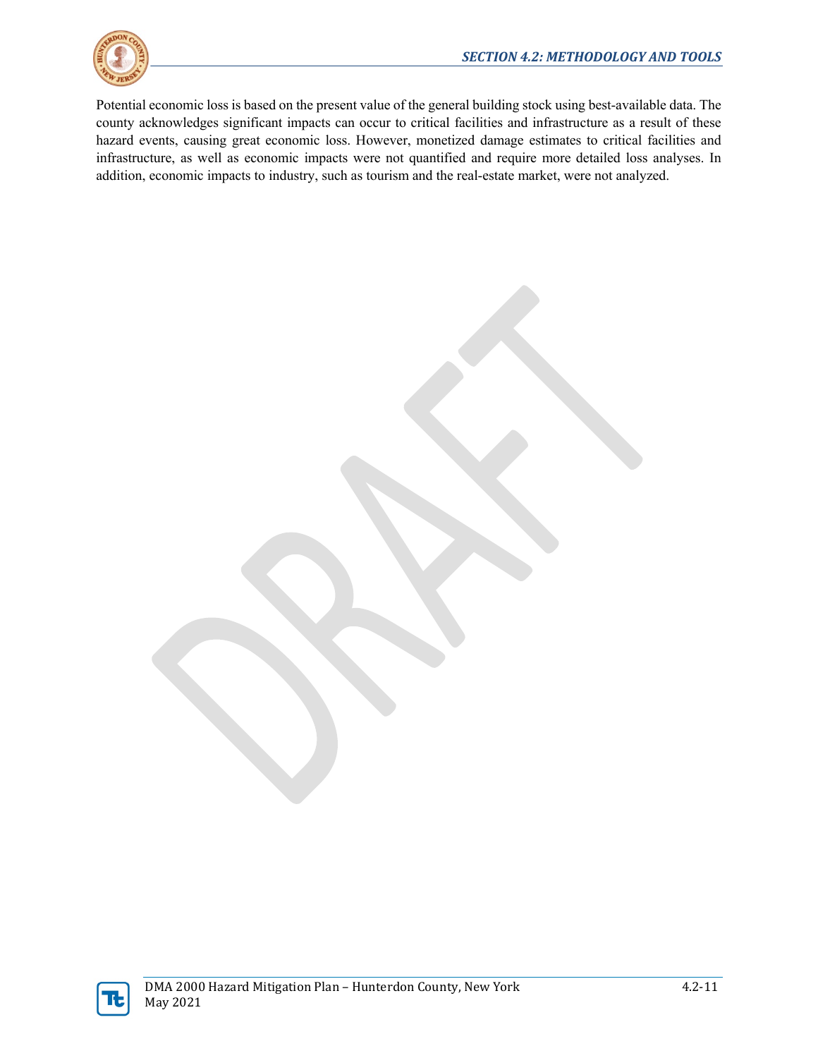Potential economic loss is based on the present value of the general building stock using best-available data. The county acknowledges significant impacts can occur to critical facilities and infrastructure as a result of these hazard events, causing great economic loss. However, monetized damage estimates to critical facilities and infrastructure, as well as economic impacts were not quantified and require more detailed loss analyses. In addition, economic impacts to industry, such as tourism and the real-estate market, were not analyzed.